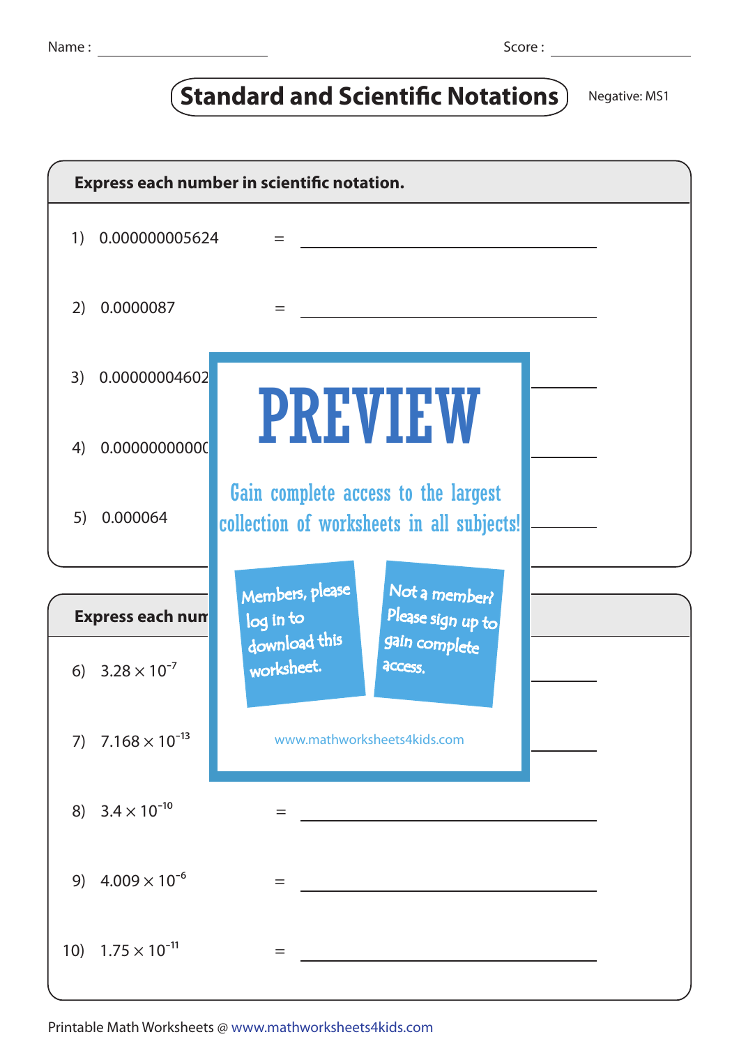Name : ____________________ Score : ____________________

# Standard and Scientific Notations

Negative: MS1

**Express each number in scientific notation.**

1) 0.000000005624 = ____________________

2) 0.0000087 = ____________________

3) 0.00000004602 ____________________

4) 0.0000000000 ____________________

5) 0.000064 ____________________

PREVIEW

Gain complete access to the largest collection of worksheets in all subjects!

Members, please log in to download this worksheet.

Not a member? Please sign up to gain complete access.

www.mathworksheets4kids.com

**Express each num**

6) $3.28 \times 10^{-7}$ ____________________

7) $7.168 \times 10^{-13}$ ____________________

8) $3.4 \times 10^{-10}$ = ____________________

9) $4.009 \times 10^{-6}$ = ____________________

10) $1.75 \times 10^{-11}$ = ____________________

Printable Math Worksheets @ www.mathworksheets4kids.com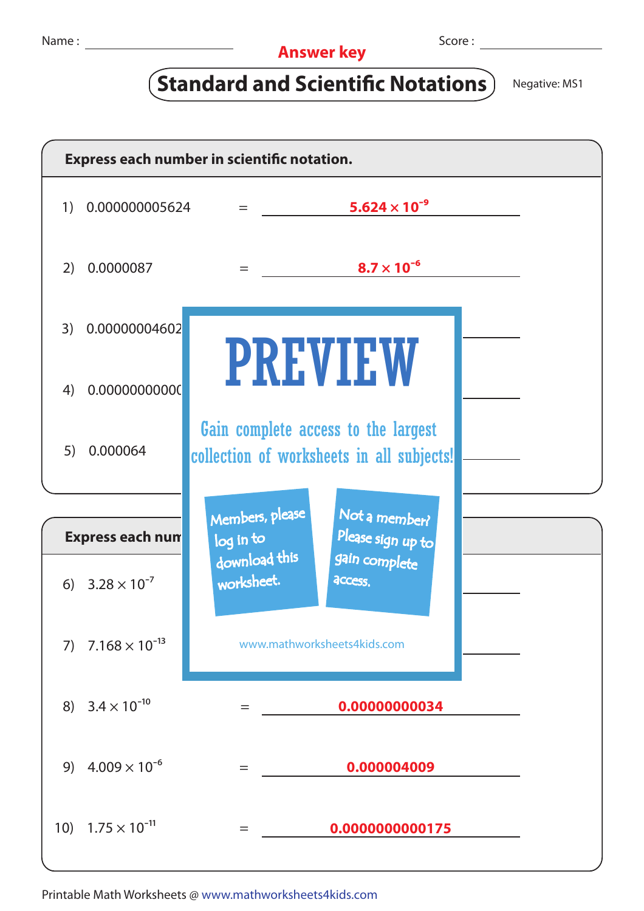Name : ______________ Score : ______________

**Answer key**

# Standard and Scientific Notations

Negative: MS1

**Express each number in scientific notation.**

1) 0.000000005624 = $5.624 \times 10^{-9}$

2) 0.0000087 = $8.7 \times 10^{-6}$

3) 0.00000004602

4) 0.0000000000

5) 0.000064

PREVIEW

Gain complete access to the largest collection of worksheets in all subjects!

Members, please log in to download this worksheet.

Not a member? Please sign up to gain complete access.

www.mathworksheets4kids.com

**Express each num**

6) $3.28 \times 10^{-7}$

7) $7.168 \times 10^{-13}$

8) $3.4 \times 10^{-10}$ = 0.00000000034

9) $4.009 \times 10^{-6}$ = 0.000004009

10) $1.75 \times 10^{-11}$ = 0.0000000000175

Printable Math Worksheets @ www.mathworksheets4kids.com